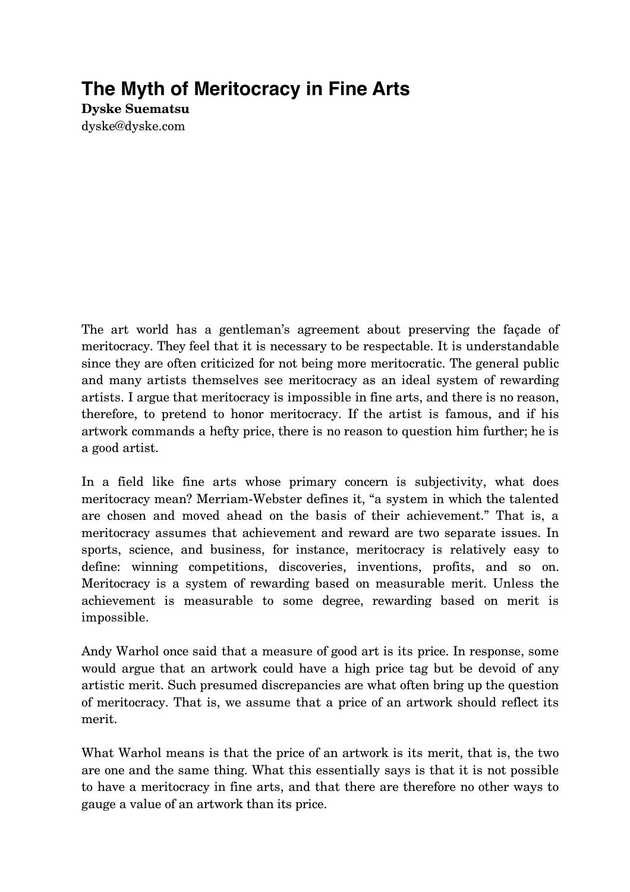# The Myth of Meritocracy in Fine Arts

**Dyske Suematsu**
dyske@dyske.com

The art world has a gentleman's agreement about preserving the façade of meritocracy. They feel that it is necessary to be respectable. It is understandable since they are often criticized for not being more meritocratic. The general public and many artists themselves see meritocracy as an ideal system of rewarding artists. I argue that meritocracy is impossible in fine arts, and there is no reason, therefore, to pretend to honor meritocracy. If the artist is famous, and if his artwork commands a hefty price, there is no reason to question him further; he is a good artist.

In a field like fine arts whose primary concern is subjectivity, what does meritocracy mean? Merriam-Webster defines it, "a system in which the talented are chosen and moved ahead on the basis of their achievement." That is, a meritocracy assumes that achievement and reward are two separate issues. In sports, science, and business, for instance, meritocracy is relatively easy to define: winning competitions, discoveries, inventions, profits, and so on. Meritocracy is a system of rewarding based on measurable merit. Unless the achievement is measurable to some degree, rewarding based on merit is impossible.

Andy Warhol once said that a measure of good art is its price. In response, some would argue that an artwork could have a high price tag but be devoid of any artistic merit. Such presumed discrepancies are what often bring up the question of meritocracy. That is, we assume that a price of an artwork should reflect its merit.

What Warhol means is that the price of an artwork is its merit, that is, the two are one and the same thing. What this essentially says is that it is not possible to have a meritocracy in fine arts, and that there are therefore no other ways to gauge a value of an artwork than its price.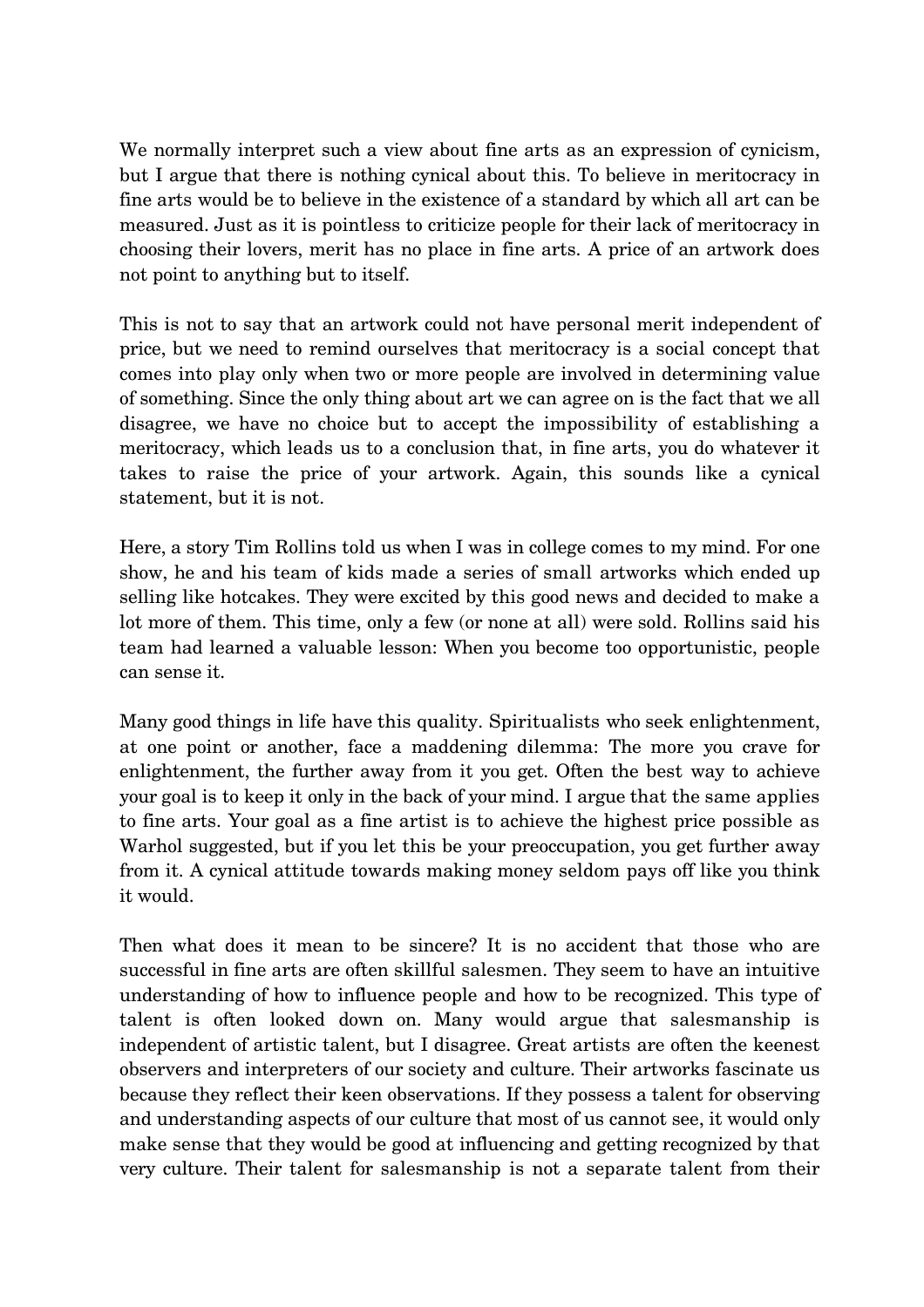We normally interpret such a view about fine arts as an expression of cynicism, but I argue that there is nothing cynical about this. To believe in meritocracy in fine arts would be to believe in the existence of a standard by which all art can be measured. Just as it is pointless to criticize people for their lack of meritocracy in choosing their lovers, merit has no place in fine arts. A price of an artwork does not point to anything but to itself.

This is not to say that an artwork could not have personal merit independent of price, but we need to remind ourselves that meritocracy is a social concept that comes into play only when two or more people are involved in determining value of something. Since the only thing about art we can agree on is the fact that we all disagree, we have no choice but to accept the impossibility of establishing a meritocracy, which leads us to a conclusion that, in fine arts, you do whatever it takes to raise the price of your artwork. Again, this sounds like a cynical statement, but it is not.

Here, a story Tim Rollins told us when I was in college comes to my mind. For one show, he and his team of kids made a series of small artworks which ended up selling like hotcakes. They were excited by this good news and decided to make a lot more of them. This time, only a few (or none at all) were sold. Rollins said his team had learned a valuable lesson: When you become too opportunistic, people can sense it.

Many good things in life have this quality. Spiritualists who seek enlightenment, at one point or another, face a maddening dilemma: The more you crave for enlightenment, the further away from it you get. Often the best way to achieve your goal is to keep it only in the back of your mind. I argue that the same applies to fine arts. Your goal as a fine artist is to achieve the highest price possible as Warhol suggested, but if you let this be your preoccupation, you get further away from it. A cynical attitude towards making money seldom pays off like you think it would.

Then what does it mean to be sincere? It is no accident that those who are successful in fine arts are often skillful salesmen. They seem to have an intuitive understanding of how to influence people and how to be recognized. This type of talent is often looked down on. Many would argue that salesmanship is independent of artistic talent, but I disagree. Great artists are often the keenest observers and interpreters of our society and culture. Their artworks fascinate us because they reflect their keen observations. If they possess a talent for observing and understanding aspects of our culture that most of us cannot see, it would only make sense that they would be good at influencing and getting recognized by that very culture. Their talent for salesmanship is not a separate talent from their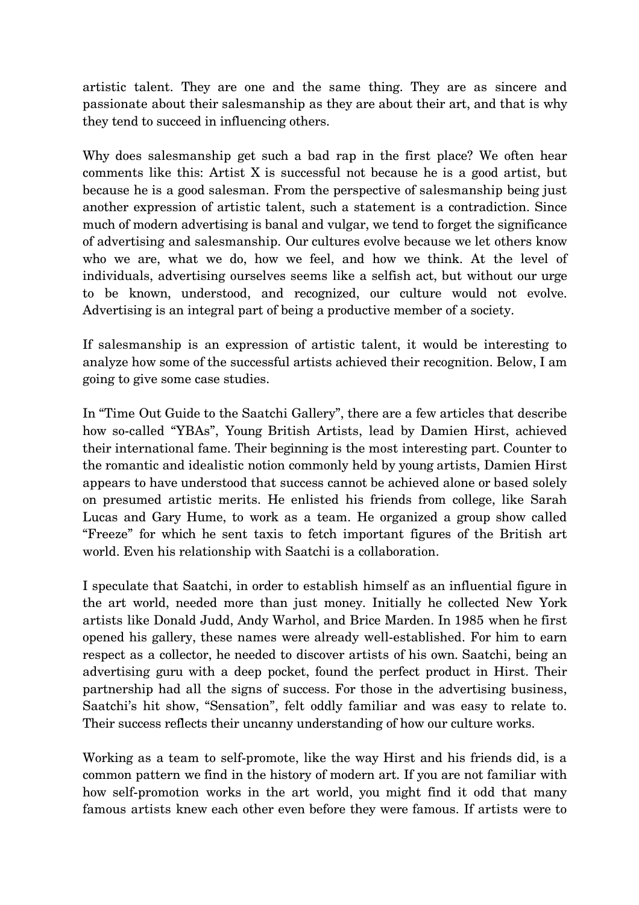artistic talent. They are one and the same thing. They are as sincere and passionate about their salesmanship as they are about their art, and that is why they tend to succeed in influencing others.

Why does salesmanship get such a bad rap in the first place? We often hear comments like this: Artist X is successful not because he is a good artist, but because he is a good salesman. From the perspective of salesmanship being just another expression of artistic talent, such a statement is a contradiction. Since much of modern advertising is banal and vulgar, we tend to forget the significance of advertising and salesmanship. Our cultures evolve because we let others know who we are, what we do, how we feel, and how we think. At the level of individuals, advertising ourselves seems like a selfish act, but without our urge to be known, understood, and recognized, our culture would not evolve. Advertising is an integral part of being a productive member of a society.

If salesmanship is an expression of artistic talent, it would be interesting to analyze how some of the successful artists achieved their recognition. Below, I am going to give some case studies.

In "Time Out Guide to the Saatchi Gallery", there are a few articles that describe how so-called "YBAs", Young British Artists, lead by Damien Hirst, achieved their international fame. Their beginning is the most interesting part. Counter to the romantic and idealistic notion commonly held by young artists, Damien Hirst appears to have understood that success cannot be achieved alone or based solely on presumed artistic merits. He enlisted his friends from college, like Sarah Lucas and Gary Hume, to work as a team. He organized a group show called "Freeze" for which he sent taxis to fetch important figures of the British art world. Even his relationship with Saatchi is a collaboration.

I speculate that Saatchi, in order to establish himself as an influential figure in the art world, needed more than just money. Initially he collected New York artists like Donald Judd, Andy Warhol, and Brice Marden. In 1985 when he first opened his gallery, these names were already well-established. For him to earn respect as a collector, he needed to discover artists of his own. Saatchi, being an advertising guru with a deep pocket, found the perfect product in Hirst. Their partnership had all the signs of success. For those in the advertising business, Saatchi's hit show, "Sensation", felt oddly familiar and was easy to relate to. Their success reflects their uncanny understanding of how our culture works.

Working as a team to self-promote, like the way Hirst and his friends did, is a common pattern we find in the history of modern art. If you are not familiar with how self-promotion works in the art world, you might find it odd that many famous artists knew each other even before they were famous. If artists were to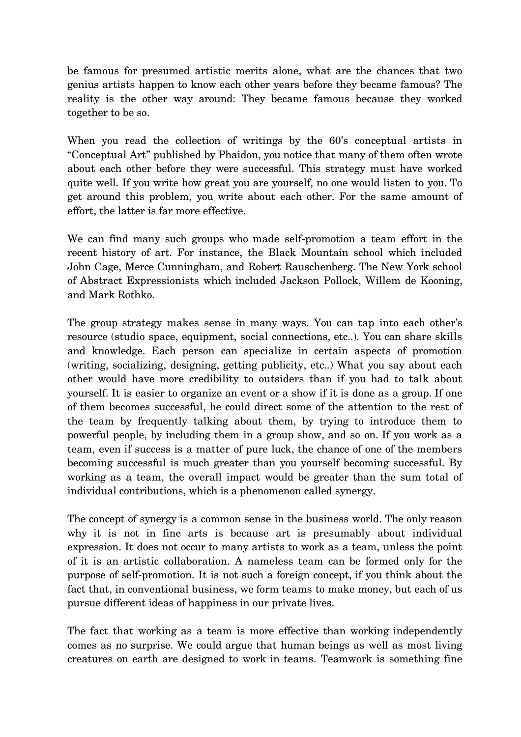be famous for presumed artistic merits alone, what are the chances that two genius artists happen to know each other years before they became famous? The reality is the other way around: They became famous because they worked together to be so.

When you read the collection of writings by the 60's conceptual artists in "Conceptual Art" published by Phaidon, you notice that many of them often wrote about each other before they were successful. This strategy must have worked quite well. If you write how great you are yourself, no one would listen to you. To get around this problem, you write about each other. For the same amount of effort, the latter is far more effective.

We can find many such groups who made self-promotion a team effort in the recent history of art. For instance, the Black Mountain school which included John Cage, Merce Cunningham, and Robert Rauschenberg. The New York school of Abstract Expressionists which included Jackson Pollock, Willem de Kooning, and Mark Rothko.

The group strategy makes sense in many ways. You can tap into each other's resource (studio space, equipment, social connections, etc..). You can share skills and knowledge. Each person can specialize in certain aspects of promotion (writing, socializing, designing, getting publicity, etc..) What you say about each other would have more credibility to outsiders than if you had to talk about yourself. It is easier to organize an event or a show if it is done as a group. If one of them becomes successful, he could direct some of the attention to the rest of the team by frequently talking about them, by trying to introduce them to powerful people, by including them in a group show, and so on. If you work as a team, even if success is a matter of pure luck, the chance of one of the members becoming successful is much greater than you yourself becoming successful. By working as a team, the overall impact would be greater than the sum total of individual contributions, which is a phenomenon called synergy.

The concept of synergy is a common sense in the business world. The only reason why it is not in fine arts is because art is presumably about individual expression. It does not occur to many artists to work as a team, unless the point of it is an artistic collaboration. A nameless team can be formed only for the purpose of self-promotion. It is not such a foreign concept, if you think about the fact that, in conventional business, we form teams to make money, but each of us pursue different ideas of happiness in our private lives.

The fact that working as a team is more effective than working independently comes as no surprise. We could argue that human beings as well as most living creatures on earth are designed to work in teams. Teamwork is something fine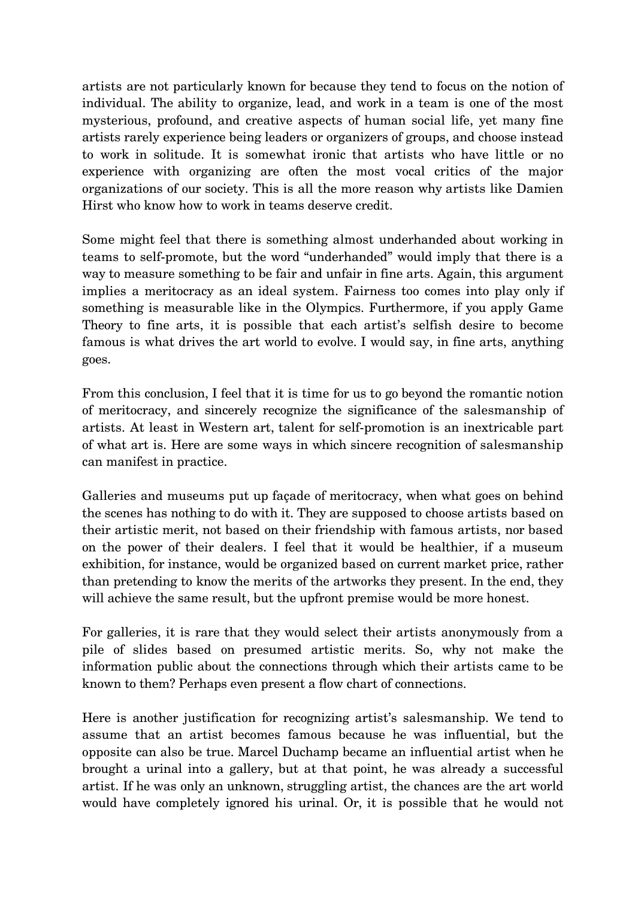artists are not particularly known for because they tend to focus on the notion of individual. The ability to organize, lead, and work in a team is one of the most mysterious, profound, and creative aspects of human social life, yet many fine artists rarely experience being leaders or organizers of groups, and choose instead to work in solitude. It is somewhat ironic that artists who have little or no experience with organizing are often the most vocal critics of the major organizations of our society. This is all the more reason why artists like Damien Hirst who know how to work in teams deserve credit.

Some might feel that there is something almost underhanded about working in teams to self-promote, but the word "underhanded" would imply that there is a way to measure something to be fair and unfair in fine arts. Again, this argument implies a meritocracy as an ideal system. Fairness too comes into play only if something is measurable like in the Olympics. Furthermore, if you apply Game Theory to fine arts, it is possible that each artist's selfish desire to become famous is what drives the art world to evolve. I would say, in fine arts, anything goes.

From this conclusion, I feel that it is time for us to go beyond the romantic notion of meritocracy, and sincerely recognize the significance of the salesmanship of artists. At least in Western art, talent for self-promotion is an inextricable part of what art is. Here are some ways in which sincere recognition of salesmanship can manifest in practice.

Galleries and museums put up façade of meritocracy, when what goes on behind the scenes has nothing to do with it. They are supposed to choose artists based on their artistic merit, not based on their friendship with famous artists, nor based on the power of their dealers. I feel that it would be healthier, if a museum exhibition, for instance, would be organized based on current market price, rather than pretending to know the merits of the artworks they present. In the end, they will achieve the same result, but the upfront premise would be more honest.

For galleries, it is rare that they would select their artists anonymously from a pile of slides based on presumed artistic merits. So, why not make the information public about the connections through which their artists came to be known to them? Perhaps even present a flow chart of connections.

Here is another justification for recognizing artist's salesmanship. We tend to assume that an artist becomes famous because he was influential, but the opposite can also be true. Marcel Duchamp became an influential artist when he brought a urinal into a gallery, but at that point, he was already a successful artist. If he was only an unknown, struggling artist, the chances are the art world would have completely ignored his urinal. Or, it is possible that he would not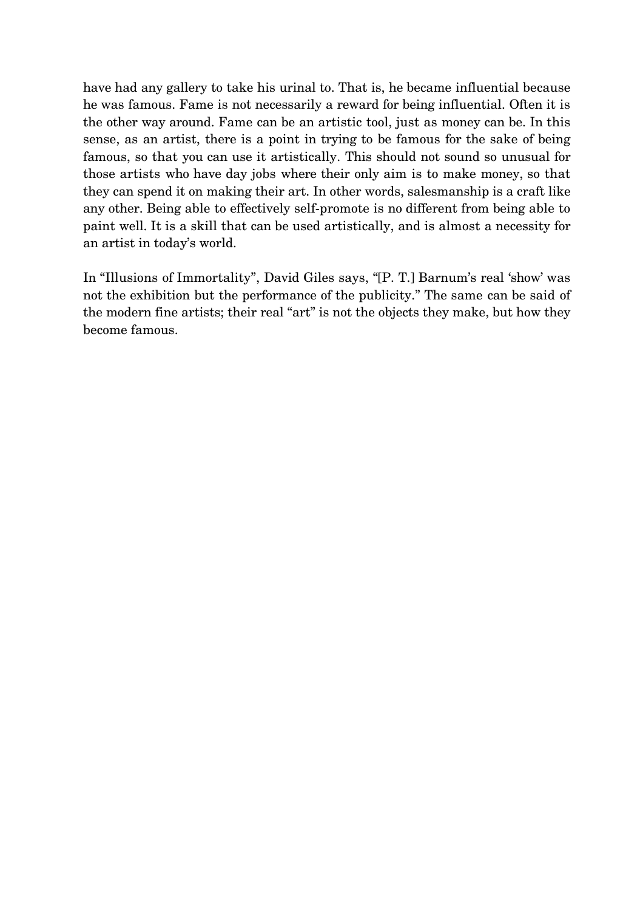have had any gallery to take his urinal to. That is, he became influential because he was famous. Fame is not necessarily a reward for being influential. Often it is the other way around. Fame can be an artistic tool, just as money can be. In this sense, as an artist, there is a point in trying to be famous for the sake of being famous, so that you can use it artistically. This should not sound so unusual for those artists who have day jobs where their only aim is to make money, so that they can spend it on making their art. In other words, salesmanship is a craft like any other. Being able to effectively self-promote is no different from being able to paint well. It is a skill that can be used artistically, and is almost a necessity for an artist in today's world.

In "Illusions of Immortality", David Giles says, "[P. T.] Barnum's real 'show' was not the exhibition but the performance of the publicity." The same can be said of the modern fine artists; their real "art" is not the objects they make, but how they become famous.